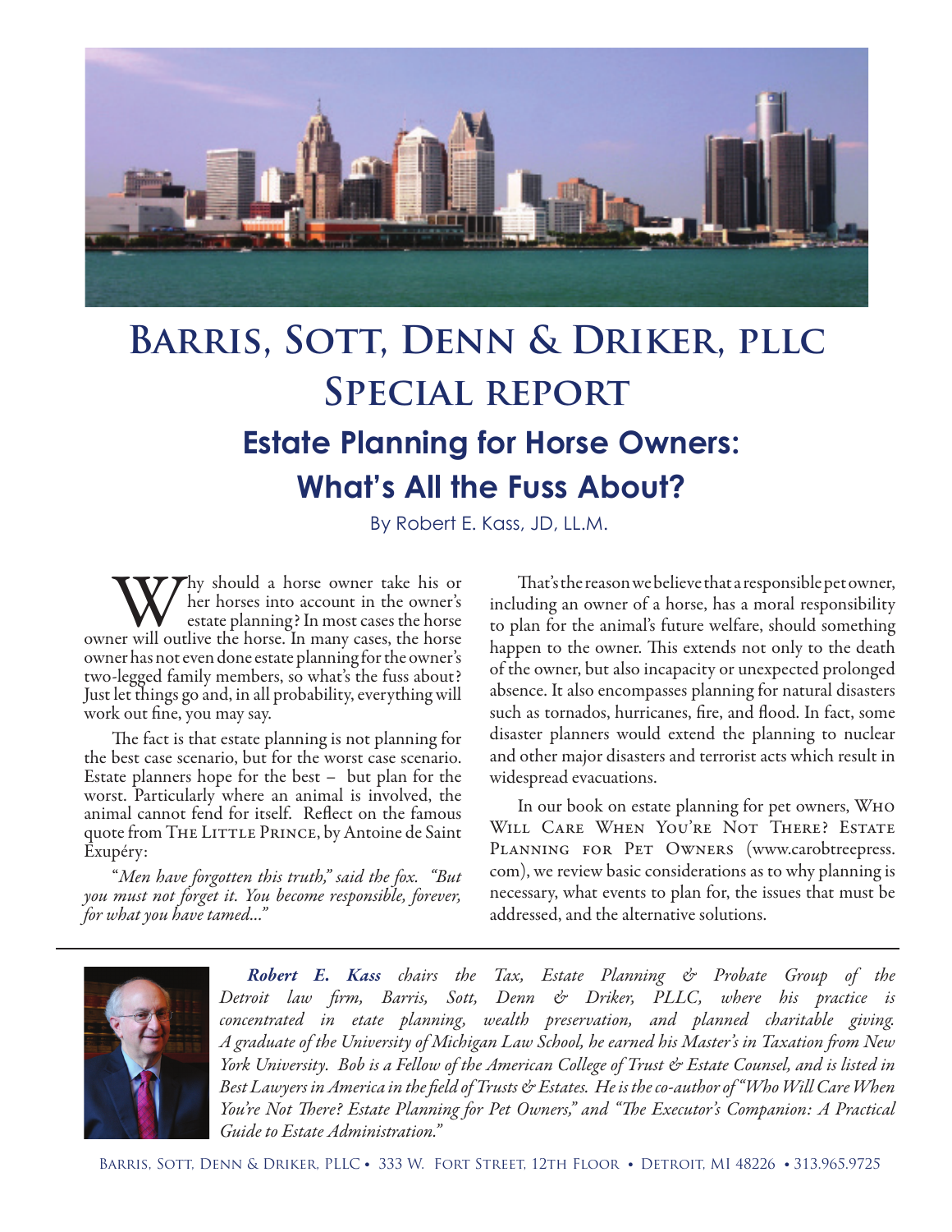# Barris, Sott, Denn & Driker, PLLC

# Special report

## Estate Planning for Horse Owners: What's All the Fuss About?

By Robert E. Kass, JD, LL.M.

Why should a horse owner take his or her horses into account in the owner's estate planning? In most cases the horse owner will outlive the horse. In many cases, the horse owner has not even done estate planning for the owner's two-legged family members, so what's the fuss about? Just let things go and, in all probability, everything will work out fine, you may say.

The fact is that estate planning is not planning for the best case scenario, but for the worst case scenario. Estate planners hope for the best – but plan for the worst. Particularly where an animal is involved, the animal cannot fend for itself. Reflect on the famous quote from The Little Prince, by Antoine de Saint Exupéry:

"*Men have forgotten this truth," said the fox. "But you must not forget it. You become responsible, forever, for what you have tamed...*"

That's the reason we believe that a responsible pet owner, including an owner of a horse, has a moral responsibility to plan for the animal's future welfare, should something happen to the owner. This extends not only to the death of the owner, but also incapacity or unexpected prolonged absence. It also encompasses planning for natural disasters such as tornados, hurricanes, fire, and flood. In fact, some disaster planners would extend the planning to nuclear and other major disasters and terrorist acts which result in widespread evacuations.

In our book on estate planning for pet owners, Who Will Care When You're Not There? Estate Planning for Pet Owners (www.carobtreepress.com), we review basic considerations as to why planning is necessary, what events to plan for, the issues that must be addressed, and the alternative solutions.

---

***Robert E. Kass*** *chairs the Tax, Estate Planning & Probate Group of the Detroit law firm, Barris, Sott, Denn & Driker, PLLC, where his practice is concentrated in etate planning, wealth preservation, and planned charitable giving. A graduate of the University of Michigan Law School, he earned his Master's in Taxation from New York University. Bob is a Fellow of the American College of Trust & Estate Counsel, and is listed in Best Lawyers in America in the field of Trusts & Estates. He is the co-author of "Who Will Care When You're Not There? Estate Planning for Pet Owners," and "The Executor's Companion: A Practical Guide to Estate Administration."*

Barris, Sott, Denn & Driker, PLLC • 333 W. Fort Street, 12th Floor • Detroit, MI 48226 • 313.965.9725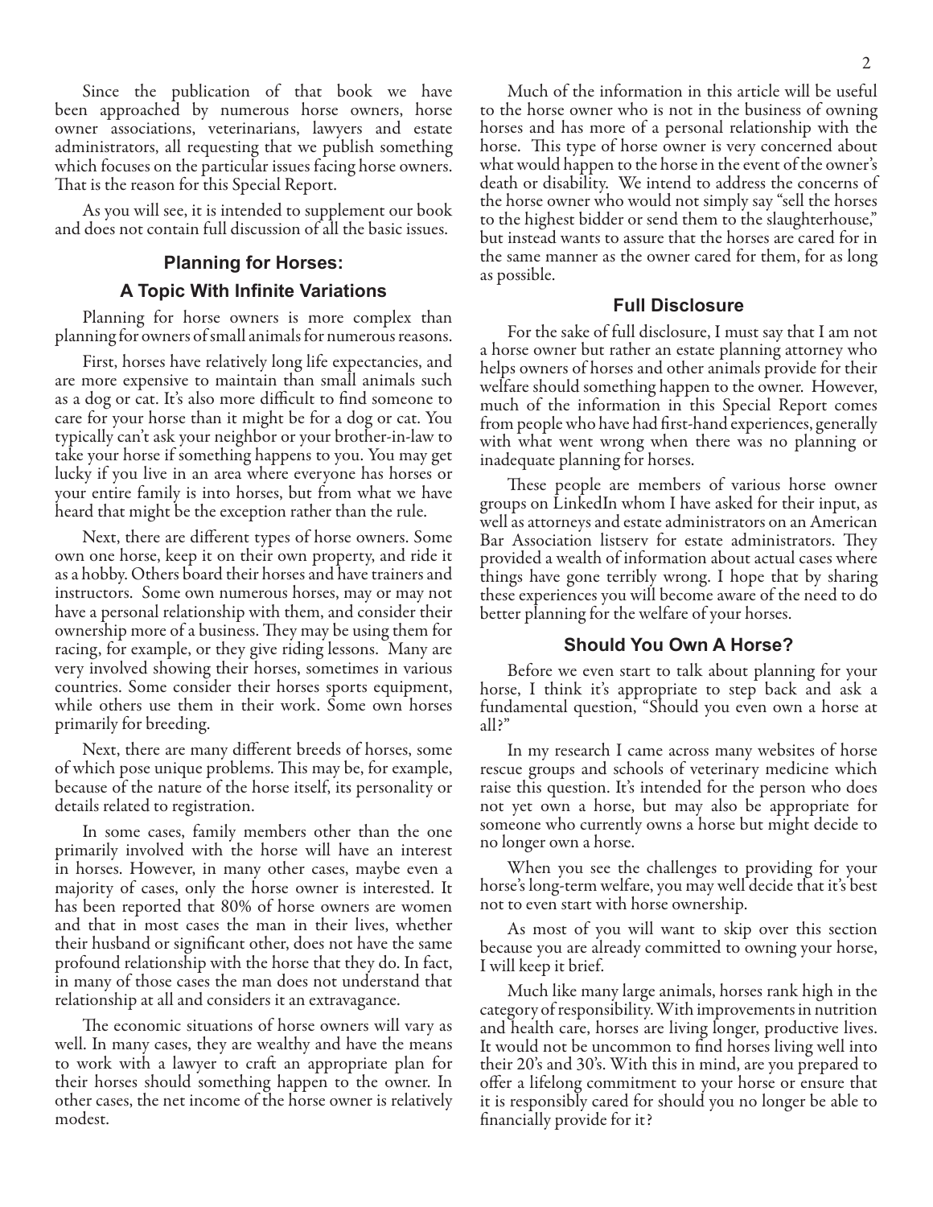Since the publication of that book we have been approached by numerous horse owners, horse owner associations, veterinarians, lawyers and estate administrators, all requesting that we publish something which focuses on the particular issues facing horse owners. That is the reason for this Special Report.

As you will see, it is intended to supplement our book and does not contain full discussion of all the basic issues.

## Planning for Horses: A Topic With Infinite Variations

Planning for horse owners is more complex than planning for owners of small animals for numerous reasons.

First, horses have relatively long life expectancies, and are more expensive to maintain than small animals such as a dog or cat. It's also more difficult to find someone to care for your horse than it might be for a dog or cat. You typically can't ask your neighbor or your brother-in-law to take your horse if something happens to you. You may get lucky if you live in an area where everyone has horses or your entire family is into horses, but from what we have heard that might be the exception rather than the rule.

Next, there are different types of horse owners. Some own one horse, keep it on their own property, and ride it as a hobby. Others board their horses and have trainers and instructors. Some own numerous horses, may or may not have a personal relationship with them, and consider their ownership more of a business. They may be using them for racing, for example, or they give riding lessons. Many are very involved showing their horses, sometimes in various countries. Some consider their horses sports equipment, while others use them in their work. Some own horses primarily for breeding.

Next, there are many different breeds of horses, some of which pose unique problems. This may be, for example, because of the nature of the horse itself, its personality or details related to registration.

In some cases, family members other than the one primarily involved with the horse will have an interest in horses. However, in many other cases, maybe even a majority of cases, only the horse owner is interested. It has been reported that 80% of horse owners are women and that in most cases the man in their lives, whether their husband or significant other, does not have the same profound relationship with the horse that they do. In fact, in many of those cases the man does not understand that relationship at all and considers it an extravagance.

The economic situations of horse owners will vary as well. In many cases, they are wealthy and have the means to work with a lawyer to craft an appropriate plan for their horses should something happen to the owner. In other cases, the net income of the horse owner is relatively modest.

Much of the information in this article will be useful to the horse owner who is not in the business of owning horses and has more of a personal relationship with the horse. This type of horse owner is very concerned about what would happen to the horse in the event of the owner's death or disability. We intend to address the concerns of the horse owner who would not simply say "sell the horses to the highest bidder or send them to the slaughterhouse," but instead wants to assure that the horses are cared for in the same manner as the owner cared for them, for as long as possible.

## Full Disclosure

For the sake of full disclosure, I must say that I am not a horse owner but rather an estate planning attorney who helps owners of horses and other animals provide for their welfare should something happen to the owner. However, much of the information in this Special Report comes from people who have had first-hand experiences, generally with what went wrong when there was no planning or inadequate planning for horses.

These people are members of various horse owner groups on LinkedIn whom I have asked for their input, as well as attorneys and estate administrators on an American Bar Association listserv for estate administrators. They provided a wealth of information about actual cases where things have gone terribly wrong. I hope that by sharing these experiences you will become aware of the need to do better planning for the welfare of your horses.

## Should You Own A Horse?

Before we even start to talk about planning for your horse, I think it's appropriate to step back and ask a fundamental question, "Should you even own a horse at all?"

In my research I came across many websites of horse rescue groups and schools of veterinary medicine which raise this question. It's intended for the person who does not yet own a horse, but may also be appropriate for someone who currently owns a horse but might decide to no longer own a horse.

When you see the challenges to providing for your horse's long-term welfare, you may well decide that it's best not to even start with horse ownership.

As most of you will want to skip over this section because you are already committed to owning your horse, I will keep it brief.

Much like many large animals, horses rank high in the category of responsibility. With improvements in nutrition and health care, horses are living longer, productive lives. It would not be uncommon to find horses living well into their 20's and 30's. With this in mind, are you prepared to offer a lifelong commitment to your horse or ensure that it is responsibly cared for should you no longer be able to financially provide for it?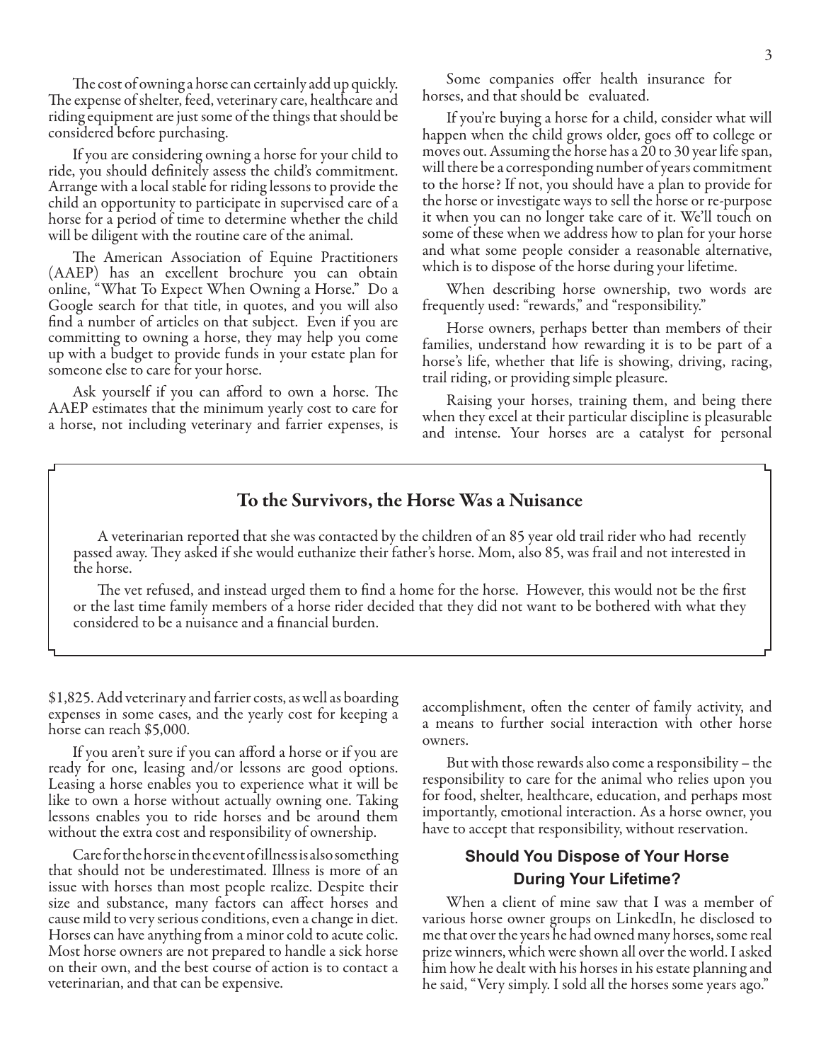The cost of owning a horse can certainly add up quickly. The expense of shelter, feed, veterinary care, healthcare and riding equipment are just some of the things that should be considered before purchasing.

If you are considering owning a horse for your child to ride, you should definitely assess the child's commitment. Arrange with a local stable for riding lessons to provide the child an opportunity to participate in supervised care of a horse for a period of time to determine whether the child will be diligent with the routine care of the animal.

The American Association of Equine Practitioners (AAEP) has an excellent brochure you can obtain online, "What To Expect When Owning a Horse." Do a Google search for that title, in quotes, and you will also find a number of articles on that subject. Even if you are committing to owning a horse, they may help you come up with a budget to provide funds in your estate plan for someone else to care for your horse.

Ask yourself if you can afford to own a horse. The AAEP estimates that the minimum yearly cost to care for a horse, not including veterinary and farrier expenses, is $1,825. Add veterinary and farrier costs, as well as boarding expenses in some cases, and the yearly cost for keeping a horse can reach $5,000.

If you aren't sure if you can afford a horse or if you are ready for one, leasing and/or lessons are good options. Leasing a horse enables you to experience what it will be like to own a horse without actually owning one. Taking lessons enables you to ride horses and be around them without the extra cost and responsibility of ownership.

Care for the horse in the event of illness is also something that should not be underestimated. Illness is more of an issue with horses than most people realize. Despite their size and substance, many factors can affect horses and cause mild to very serious conditions, even a change in diet. Horses can have anything from a minor cold to acute colic. Most horse owners are not prepared to handle a sick horse on their own, and the best course of action is to contact a veterinarian, and that can be expensive.

Some companies offer health insurance for horses, and that should be evaluated.

If you're buying a horse for a child, consider what will happen when the child grows older, goes off to college or moves out. Assuming the horse has a 20 to 30 year life span, will there be a corresponding number of years commitment to the horse? If not, you should have a plan to provide for the horse or investigate ways to sell the horse or re-purpose it when you can no longer take care of it. We'll touch on some of these when we address how to plan for your horse and what some people consider a reasonable alternative, which is to dispose of the horse during your lifetime.

When describing horse ownership, two words are frequently used: "rewards," and "responsibility."

Horse owners, perhaps better than members of their families, understand how rewarding it is to be part of a horse's life, whether that life is showing, driving, racing, trail riding, or providing simple pleasure.

Raising your horses, training them, and being there when they excel at their particular discipline is pleasurable and intense. Your horses are a catalyst for personal accomplishment, often the center of family activity, and a means to further social interaction with other horse owners.

But with those rewards also come a responsibility – the responsibility to care for the animal who relies upon you for food, shelter, healthcare, education, and perhaps most importantly, emotional interaction. As a horse owner, you have to accept that responsibility, without reservation.

### To the Survivors, the Horse Was a Nuisance

A veterinarian reported that she was contacted by the children of an 85 year old trail rider who had recently passed away. They asked if she would euthanize their father's horse. Mom, also 85, was frail and not interested in the horse.

The vet refused, and instead urged them to find a home for the horse. However, this would not be the first or the last time family members of a horse rider decided that they did not want to be bothered with what they considered to be a nuisance and a financial burden.

## Should You Dispose of Your Horse During Your Lifetime?

When a client of mine saw that I was a member of various horse owner groups on LinkedIn, he disclosed to me that over the years he had owned many horses, some real prize winners, which were shown all over the world. I asked him how he dealt with his horses in his estate planning and he said, "Very simply. I sold all the horses some years ago."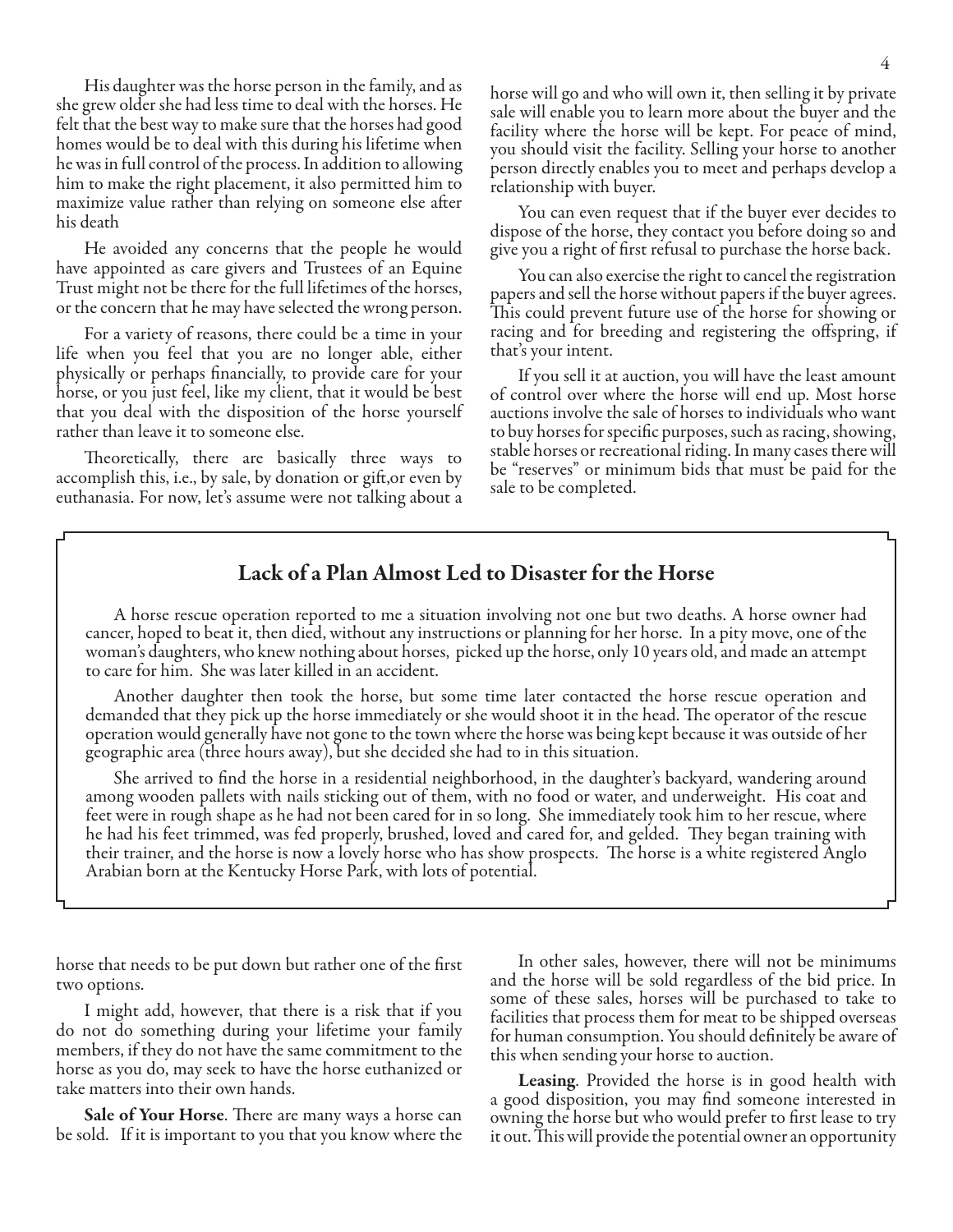His daughter was the horse person in the family, and as she grew older she had less time to deal with the horses. He felt that the best way to make sure that the horses had good homes would be to deal with this during his lifetime when he was in full control of the process. In addition to allowing him to make the right placement, it also permitted him to maximize value rather than relying on someone else after his death

He avoided any concerns that the people he would have appointed as care givers and Trustees of an Equine Trust might not be there for the full lifetimes of the horses, or the concern that he may have selected the wrong person.

For a variety of reasons, there could be a time in your life when you feel that you are no longer able, either physically or perhaps financially, to provide care for your horse, or you just feel, like my client, that it would be best that you deal with the disposition of the horse yourself rather than leave it to someone else.

Theoretically, there are basically three ways to accomplish this, i.e., by sale, by donation or gift,or even by euthanasia. For now, let's assume were not talking about a horse that needs to be put down but rather one of the first two options.

I might add, however, that there is a risk that if you do not do something during your lifetime your family members, if they do not have the same commitment to the horse as you do, may seek to have the horse euthanized or take matters into their own hands.

**Sale of Your Horse**. There are many ways a horse can be sold. If it is important to you that you know where the horse will go and who will own it, then selling it by private sale will enable you to learn more about the buyer and the facility where the horse will be kept. For peace of mind, you should visit the facility. Selling your horse to another person directly enables you to meet and perhaps develop a relationship with buyer.

You can even request that if the buyer ever decides to dispose of the horse, they contact you before doing so and give you a right of first refusal to purchase the horse back.

You can also exercise the right to cancel the registration papers and sell the horse without papers if the buyer agrees. This could prevent future use of the horse for showing or racing and for breeding and registering the offspring, if that's your intent.

If you sell it at auction, you will have the least amount of control over where the horse will end up. Most horse auctions involve the sale of horses to individuals who want to buy horses for specific purposes, such as racing, showing, stable horses or recreational riding. In many cases there will be "reserves" or minimum bids that must be paid for the sale to be completed.

In other sales, however, there will not be minimums and the horse will be sold regardless of the bid price. In some of these sales, horses will be purchased to take to facilities that process them for meat to be shipped overseas for human consumption. You should definitely be aware of this when sending your horse to auction.

**Leasing**. Provided the horse is in good health with a good disposition, you may find someone interested in owning the horse but who would prefer to first lease to try it out. This will provide the potential owner an opportunity

## Lack of a Plan Almost Led to Disaster for the Horse

A horse rescue operation reported to me a situation involving not one but two deaths. A horse owner had cancer, hoped to beat it, then died, without any instructions or planning for her horse. In a pity move, one of the woman's daughters, who knew nothing about horses, picked up the horse, only 10 years old, and made an attempt to care for him. She was later killed in an accident.

Another daughter then took the horse, but some time later contacted the horse rescue operation and demanded that they pick up the horse immediately or she would shoot it in the head. The operator of the rescue operation would generally have not gone to the town where the horse was being kept because it was outside of her geographic area (three hours away), but she decided she had to in this situation.

She arrived to find the horse in a residential neighborhood, in the daughter's backyard, wandering around among wooden pallets with nails sticking out of them, with no food or water, and underweight. His coat and feet were in rough shape as he had not been cared for in so long. She immediately took him to her rescue, where he had his feet trimmed, was fed properly, brushed, loved and cared for, and gelded. They began training with their trainer, and the horse is now a lovely horse who has show prospects. The horse is a white registered Anglo Arabian born at the Kentucky Horse Park, with lots of potential.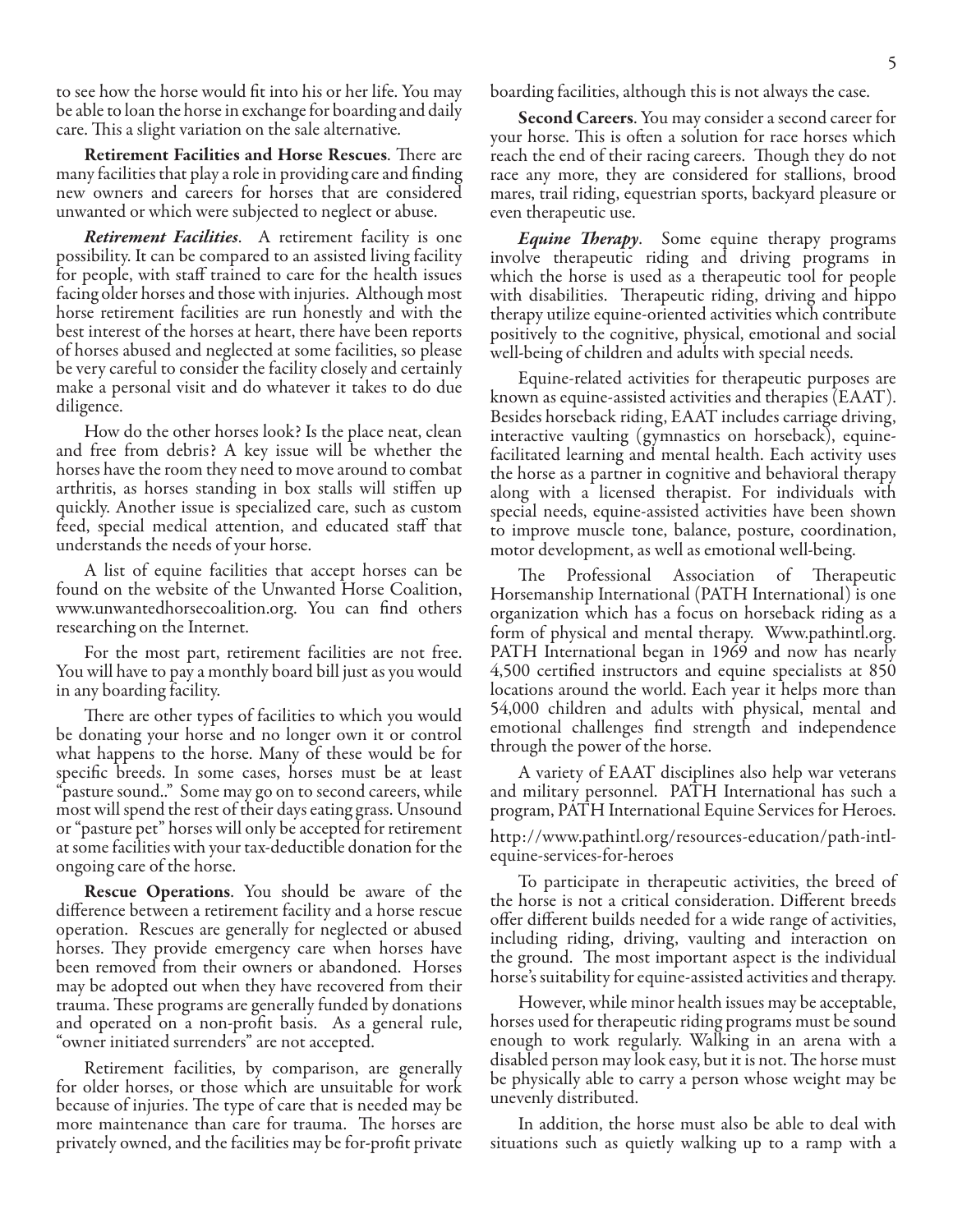to see how the horse would fit into his or her life. You may be able to loan the horse in exchange for boarding and daily care. This a slight variation on the sale alternative.

**Retirement Facilities and Horse Rescues**. There are many facilities that play a role in providing care and finding new owners and careers for horses that are considered unwanted or which were subjected to neglect or abuse.

***Retirement Facilities***. A retirement facility is one possibility. It can be compared to an assisted living facility for people, with staff trained to care for the health issues facing older horses and those with injuries. Although most horse retirement facilities are run honestly and with the best interest of the horses at heart, there have been reports of horses abused and neglected at some facilities, so please be very careful to consider the facility closely and certainly make a personal visit and do whatever it takes to do due diligence.

How do the other horses look? Is the place neat, clean and free from debris? A key issue will be whether the horses have the room they need to move around to combat arthritis, as horses standing in box stalls will stiffen up quickly. Another issue is specialized care, such as custom feed, special medical attention, and educated staff that understands the needs of your horse.

A list of equine facilities that accept horses can be found on the website of the Unwanted Horse Coalition, www.unwantedhorsecoalition.org. You can find others researching on the Internet.

For the most part, retirement facilities are not free. You will have to pay a monthly board bill just as you would in any boarding facility.

There are other types of facilities to which you would be donating your horse and no longer own it or control what happens to the horse. Many of these would be for specific breeds. In some cases, horses must be at least "pasture sound.." Some may go on to second careers, while most will spend the rest of their days eating grass. Unsound or "pasture pet" horses will only be accepted for retirement at some facilities with your tax-deductible donation for the ongoing care of the horse.

**Rescue Operations**. You should be aware of the difference between a retirement facility and a horse rescue operation. Rescues are generally for neglected or abused horses. They provide emergency care when horses have been removed from their owners or abandoned. Horses may be adopted out when they have recovered from their trauma. These programs are generally funded by donations and operated on a non-profit basis. As a general rule, "owner initiated surrenders" are not accepted.

Retirement facilities, by comparison, are generally for older horses, or those which are unsuitable for work because of injuries. The type of care that is needed may be more maintenance than care for trauma. The horses are privately owned, and the facilities may be for-profit private boarding facilities, although this is not always the case.

**Second Careers**. You may consider a second career for your horse. This is often a solution for race horses which reach the end of their racing careers. Though they do not race any more, they are considered for stallions, brood mares, trail riding, equestrian sports, backyard pleasure or even therapeutic use.

***Equine Therapy***. Some equine therapy programs involve therapeutic riding and driving programs in which the horse is used as a therapeutic tool for people with disabilities. Therapeutic riding, driving and hippo therapy utilize equine-oriented activities which contribute positively to the cognitive, physical, emotional and social well-being of children and adults with special needs.

Equine-related activities for therapeutic purposes are known as equine-assisted activities and therapies (EAAT). Besides horseback riding, EAAT includes carriage driving, interactive vaulting (gymnastics on horseback), equine-facilitated learning and mental health. Each activity uses the horse as a partner in cognitive and behavioral therapy along with a licensed therapist. For individuals with special needs, equine-assisted activities have been shown to improve muscle tone, balance, posture, coordination, motor development, as well as emotional well-being.

The Professional Association of Therapeutic Horsemanship International (PATH International) is one organization which has a focus on horseback riding as a form of physical and mental therapy. Www.pathintl.org. PATH International began in 1969 and now has nearly 4,500 certified instructors and equine specialists at 850 locations around the world. Each year it helps more than 54,000 children and adults with physical, mental and emotional challenges find strength and independence through the power of the horse.

A variety of EAAT disciplines also help war veterans and military personnel. PATH International has such a program, PATH International Equine Services for Heroes.

http://www.pathintl.org/resources-education/path-intl-equine-services-for-heroes

To participate in therapeutic activities, the breed of the horse is not a critical consideration. Different breeds offer different builds needed for a wide range of activities, including riding, driving, vaulting and interaction on the ground. The most important aspect is the individual horse's suitability for equine-assisted activities and therapy.

However, while minor health issues may be acceptable, horses used for therapeutic riding programs must be sound enough to work regularly. Walking in an arena with a disabled person may look easy, but it is not. The horse must be physically able to carry a person whose weight may be unevenly distributed.

In addition, the horse must also be able to deal with situations such as quietly walking up to a ramp with a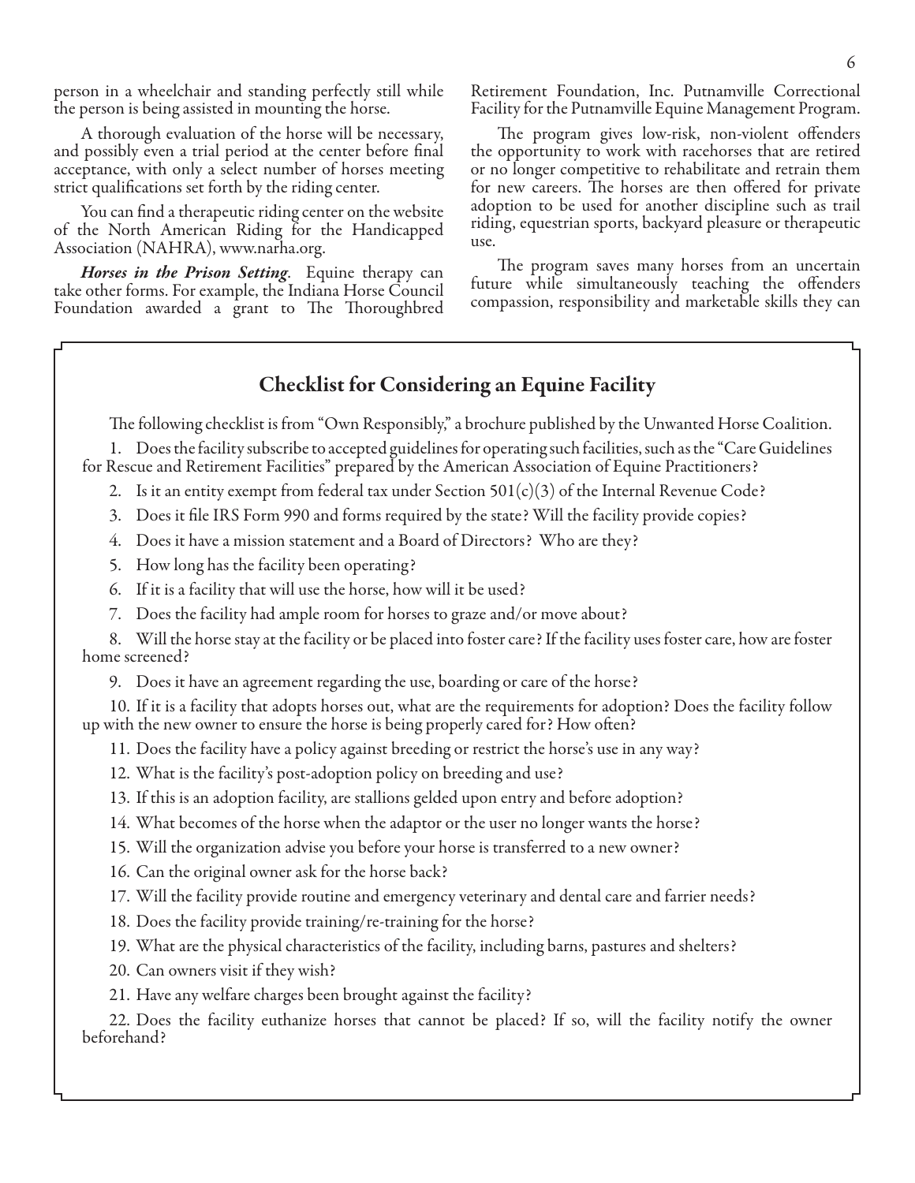person in a wheelchair and standing perfectly still while the person is being assisted in mounting the horse.

A thorough evaluation of the horse will be necessary, and possibly even a trial period at the center before final acceptance, with only a select number of horses meeting strict qualifications set forth by the riding center.

You can find a therapeutic riding center on the website of the North American Riding for the Handicapped Association (NAHRA), www.narha.org.

***Horses in the Prison Setting.*** Equine therapy can take other forms. For example, the Indiana Horse Council Foundation awarded a grant to The Thoroughbred Retirement Foundation, Inc. Putnamville Correctional Facility for the Putnamville Equine Management Program.

The program gives low-risk, non-violent offenders the opportunity to work with racehorses that are retired or no longer competitive to rehabilitate and retrain them for new careers. The horses are then offered for private adoption to be used for another discipline such as trail riding, equestrian sports, backyard pleasure or therapeutic use.

The program saves many horses from an uncertain future while simultaneously teaching the offenders compassion, responsibility and marketable skills they can

## Checklist for Considering an Equine Facility

The following checklist is from "Own Responsibly," a brochure published by the Unwanted Horse Coalition.

1. Does the facility subscribe to accepted guidelines for operating such facilities, such as the "Care Guidelines for Rescue and Retirement Facilities" prepared by the American Association of Equine Practitioners?
2. Is it an entity exempt from federal tax under Section 501(c)(3) of the Internal Revenue Code?
3. Does it file IRS Form 990 and forms required by the state? Will the facility provide copies?
4. Does it have a mission statement and a Board of Directors? Who are they?
5. How long has the facility been operating?
6. If it is a facility that will use the horse, how will it be used?
7. Does the facility had ample room for horses to graze and/or move about?
8. Will the horse stay at the facility or be placed into foster care? If the facility uses foster care, how are foster home screened?
9. Does it have an agreement regarding the use, boarding or care of the horse?
10. If it is a facility that adopts horses out, what are the requirements for adoption? Does the facility follow up with the new owner to ensure the horse is being properly cared for? How often?
11. Does the facility have a policy against breeding or restrict the horse's use in any way?
12. What is the facility's post-adoption policy on breeding and use?
13. If this is an adoption facility, are stallions gelded upon entry and before adoption?
14. What becomes of the horse when the adaptor or the user no longer wants the horse?
15. Will the organization advise you before your horse is transferred to a new owner?
16. Can the original owner ask for the horse back?
17. Will the facility provide routine and emergency veterinary and dental care and farrier needs?
18. Does the facility provide training/re-training for the horse?
19. What are the physical characteristics of the facility, including barns, pastures and shelters?
20. Can owners visit if they wish?
21. Have any welfare charges been brought against the facility?
22. Does the facility euthanize horses that cannot be placed? If so, will the facility notify the owner beforehand?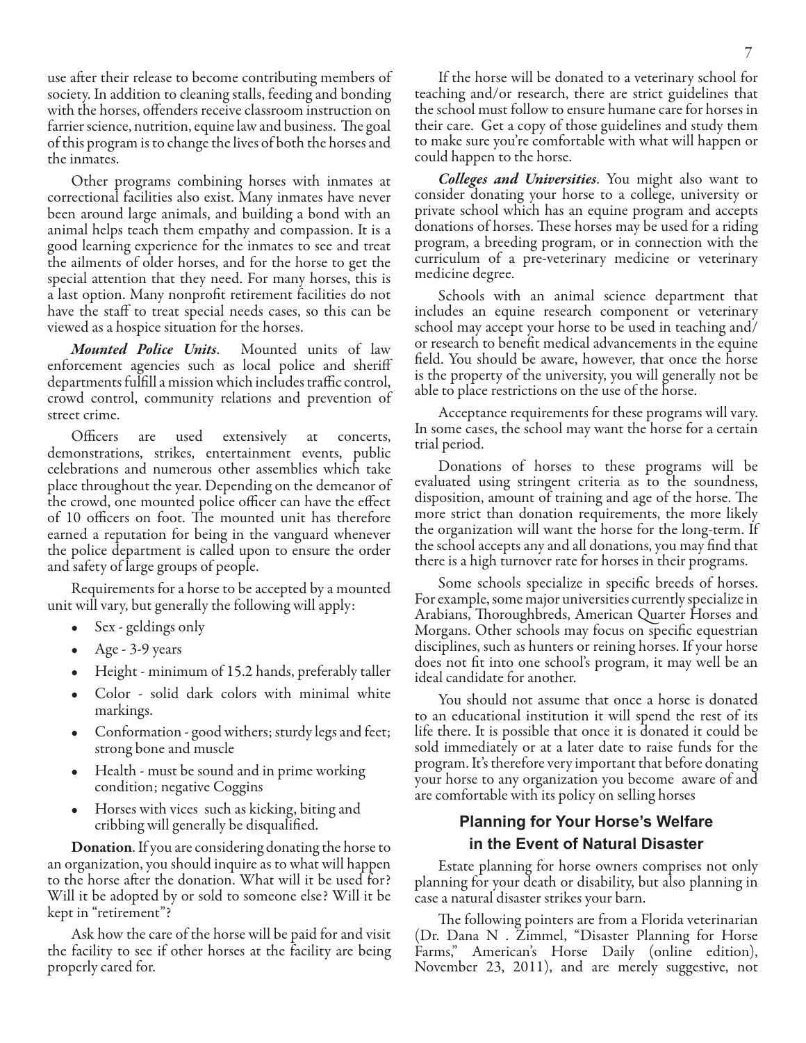use after their release to become contributing members of society. In addition to cleaning stalls, feeding and bonding with the horses, offenders receive classroom instruction on farrier science, nutrition, equine law and business. The goal of this program is to change the lives of both the horses and the inmates.

Other programs combining horses with inmates at correctional facilities also exist. Many inmates have never been around large animals, and building a bond with an animal helps teach them empathy and compassion. It is a good learning experience for the inmates to see and treat the ailments of older horses, and for the horse to get the special attention that they need. For many horses, this is a last option. Many nonprofit retirement facilities do not have the staff to treat special needs cases, so this can be viewed as a hospice situation for the horses.

***Mounted Police Units***. Mounted units of law enforcement agencies such as local police and sheriff departments fulfill a mission which includes traffic control, crowd control, community relations and prevention of street crime.

Officers are used extensively at concerts, demonstrations, strikes, entertainment events, public celebrations and numerous other assemblies which take place throughout the year. Depending on the demeanor of the crowd, one mounted police officer can have the effect of 10 officers on foot. The mounted unit has therefore earned a reputation for being in the vanguard whenever the police department is called upon to ensure the order and safety of large groups of people.

Requirements for a horse to be accepted by a mounted unit will vary, but generally the following will apply:

- Sex - geldings only
- Age - 3-9 years
- Height - minimum of 15.2 hands, preferably taller
- Color - solid dark colors with minimal white markings.
- Conformation - good withers; sturdy legs and feet; strong bone and muscle
- Health - must be sound and in prime working condition; negative Coggins
- Horses with vices such as kicking, biting and cribbing will generally be disqualified.

**Donation**. If you are considering donating the horse to an organization, you should inquire as to what will happen to the horse after the donation. What will it be used for? Will it be adopted by or sold to someone else? Will it be kept in "retirement"?

Ask how the care of the horse will be paid for and visit the facility to see if other horses at the facility are being properly cared for.

If the horse will be donated to a veterinary school for teaching and/or research, there are strict guidelines that the school must follow to ensure humane care for horses in their care. Get a copy of those guidelines and study them to make sure you're comfortable with what will happen or could happen to the horse.

***Colleges and Universities***. You might also want to consider donating your horse to a college, university or private school which has an equine program and accepts donations of horses. These horses may be used for a riding program, a breeding program, or in connection with the curriculum of a pre-veterinary medicine or veterinary medicine degree.

Schools with an animal science department that includes an equine research component or veterinary school may accept your horse to be used in teaching and/or research to benefit medical advancements in the equine field. You should be aware, however, that once the horse is the property of the university, you will generally not be able to place restrictions on the use of the horse.

Acceptance requirements for these programs will vary. In some cases, the school may want the horse for a certain trial period.

Donations of horses to these programs will be evaluated using stringent criteria as to the soundness, disposition, amount of training and age of the horse. The more strict than donation requirements, the more likely the organization will want the horse for the long-term. If the school accepts any and all donations, you may find that there is a high turnover rate for horses in their programs.

Some schools specialize in specific breeds of horses. For example, some major universities currently specialize in Arabians, Thoroughbreds, American Quarter Horses and Morgans. Other schools may focus on specific equestrian disciplines, such as hunters or reining horses. If your horse does not fit into one school's program, it may well be an ideal candidate for another.

You should not assume that once a horse is donated to an educational institution it will spend the rest of its life there. It is possible that once it is donated it could be sold immediately or at a later date to raise funds for the program. It's therefore very important that before donating your horse to any organization you become aware of and are comfortable with its policy on selling horses

## Planning for Your Horse's Welfare in the Event of Natural Disaster

Estate planning for horse owners comprises not only planning for your death or disability, but also planning in case a natural disaster strikes your barn.

The following pointers are from a Florida veterinarian (Dr. Dana N . Zimmel, "Disaster Planning for Horse Farms," American's Horse Daily (online edition), November 23, 2011), and are merely suggestive, not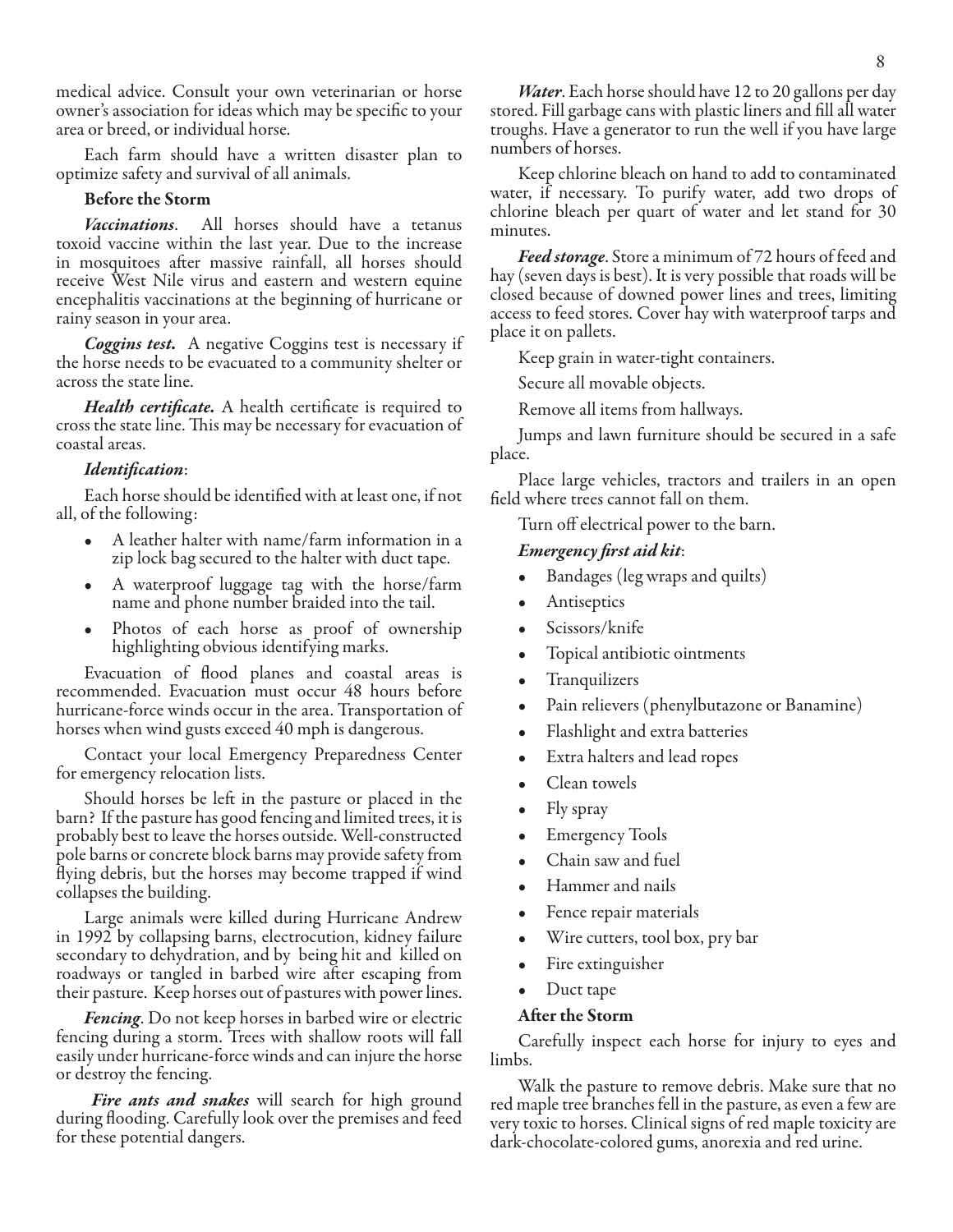medical advice. Consult your own veterinarian or horse owner's association for ideas which may be specific to your area or breed, or individual horse.

Each farm should have a written disaster plan to optimize safety and survival of all animals.

### Before the Storm

***Vaccinations***. All horses should have a tetanus toxoid vaccine within the last year. Due to the increase in mosquitoes after massive rainfall, all horses should receive West Nile virus and eastern and western equine encephalitis vaccinations at the beginning of hurricane or rainy season in your area.

***Coggins test.*** A negative Coggins test is necessary if the horse needs to be evacuated to a community shelter or across the state line.

***Health certificate.*** A health certificate is required to cross the state line. This may be necessary for evacuation of coastal areas.

***Identification***:

Each horse should be identified with at least one, if not all, of the following:

- A leather halter with name/farm information in a zip lock bag secured to the halter with duct tape.
- A waterproof luggage tag with the horse/farm name and phone number braided into the tail.
- Photos of each horse as proof of ownership highlighting obvious identifying marks.

Evacuation of flood planes and coastal areas is recommended. Evacuation must occur 48 hours before hurricane-force winds occur in the area. Transportation of horses when wind gusts exceed 40 mph is dangerous.

Contact your local Emergency Preparedness Center for emergency relocation lists.

Should horses be left in the pasture or placed in the barn? If the pasture has good fencing and limited trees, it is probably best to leave the horses outside. Well-constructed pole barns or concrete block barns may provide safety from flying debris, but the horses may become trapped if wind collapses the building.

Large animals were killed during Hurricane Andrew in 1992 by collapsing barns, electrocution, kidney failure secondary to dehydration, and by being hit and killed on roadways or tangled in barbed wire after escaping from their pasture. Keep horses out of pastures with power lines.

***Fencing***. Do not keep horses in barbed wire or electric fencing during a storm. Trees with shallow roots will fall easily under hurricane-force winds and can injure the horse or destroy the fencing.

***Fire ants and snakes*** will search for high ground during flooding. Carefully look over the premises and feed for these potential dangers.

***Water***. Each horse should have 12 to 20 gallons per day stored. Fill garbage cans with plastic liners and fill all water troughs. Have a generator to run the well if you have large numbers of horses.

Keep chlorine bleach on hand to add to contaminated water, if necessary. To purify water, add two drops of chlorine bleach per quart of water and let stand for 30 minutes.

***Feed storage***. Store a minimum of 72 hours of feed and hay (seven days is best). It is very possible that roads will be closed because of downed power lines and trees, limiting access to feed stores. Cover hay with waterproof tarps and place it on pallets.

Keep grain in water-tight containers.

Secure all movable objects.

Remove all items from hallways.

Jumps and lawn furniture should be secured in a safe place.

Place large vehicles, tractors and trailers in an open field where trees cannot fall on them.

Turn off electrical power to the barn.

***Emergency first aid kit***:

- Bandages (leg wraps and quilts)
- Antiseptics
- Scissors/knife
- Topical antibiotic ointments
- Tranquilizers
- Pain relievers (phenylbutazone or Banamine)
- Flashlight and extra batteries
- Extra halters and lead ropes
- Clean towels
- Fly spray
- Emergency Tools
- Chain saw and fuel
- Hammer and nails
- Fence repair materials
- Wire cutters, tool box, pry bar
- Fire extinguisher
- Duct tape

### After the Storm

Carefully inspect each horse for injury to eyes and limbs.

Walk the pasture to remove debris. Make sure that no red maple tree branches fell in the pasture, as even a few are very toxic to horses. Clinical signs of red maple toxicity are dark-chocolate-colored gums, anorexia and red urine.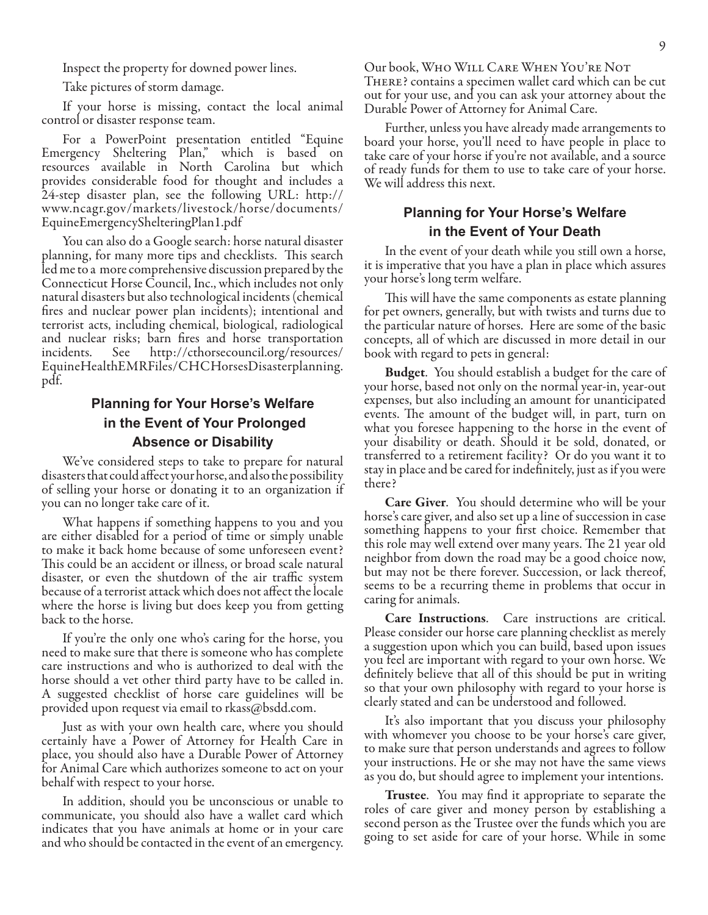Inspect the property for downed power lines.

Take pictures of storm damage.

If your horse is missing, contact the local animal control or disaster response team.

For a PowerPoint presentation entitled "Equine Emergency Sheltering Plan," which is based on resources available in North Carolina but which provides considerable food for thought and includes a 24-step disaster plan, see the following URL: http://www.ncagr.gov/markets/livestock/horse/documents/EquineEmergencyShelteringPlan1.pdf

You can also do a Google search: horse natural disaster planning, for many more tips and checklists. This search led me to a more comprehensive discussion prepared by the Connecticut Horse Council, Inc., which includes not only natural disasters but also technological incidents (chemical fires and nuclear power plan incidents); intentional and terrorist acts, including chemical, biological, radiological and nuclear risks; barn fires and horse transportation incidents. See http://cthorsecouncil.org/resources/EquineHealthEMRFiles/CHCHorsesDisasterplanning.pdf.

## Planning for Your Horse's Welfare in the Event of Your Prolonged Absence or Disability

We've considered steps to take to prepare for natural disasters that could affect your horse, and also the possibility of selling your horse or donating it to an organization if you can no longer take care of it.

What happens if something happens to you and you are either disabled for a period of time or simply unable to make it back home because of some unforeseen event? This could be an accident or illness, or broad scale natural disaster, or even the shutdown of the air traffic system because of a terrorist attack which does not affect the locale where the horse is living but does keep you from getting back to the horse.

If you're the only one who's caring for the horse, you need to make sure that there is someone who has complete care instructions and who is authorized to deal with the horse should a vet other third party have to be called in. A suggested checklist of horse care guidelines will be provided upon request via email to rkass@bsdd.com.

Just as with your own health care, where you should certainly have a Power of Attorney for Health Care in place, you should also have a Durable Power of Attorney for Animal Care which authorizes someone to act on your behalf with respect to your horse.

In addition, should you be unconscious or unable to communicate, you should also have a wallet card which indicates that you have animals at home or in your care and who should be contacted in the event of an emergency. Our book, Who Will Care When You're Not There? contains a specimen wallet card which can be cut out for your use, and you can ask your attorney about the Durable Power of Attorney for Animal Care.

Further, unless you have already made arrangements to board your horse, you'll need to have people in place to take care of your horse if you're not available, and a source of ready funds for them to use to take care of your horse. We will address this next.

## Planning for Your Horse's Welfare in the Event of Your Death

In the event of your death while you still own a horse, it is imperative that you have a plan in place which assures your horse's long term welfare.

This will have the same components as estate planning for pet owners, generally, but with twists and turns due to the particular nature of horses. Here are some of the basic concepts, all of which are discussed in more detail in our book with regard to pets in general:

**Budget**. You should establish a budget for the care of your horse, based not only on the normal year-in, year-out expenses, but also including an amount for unanticipated events. The amount of the budget will, in part, turn on what you foresee happening to the horse in the event of your disability or death. Should it be sold, donated, or transferred to a retirement facility? Or do you want it to stay in place and be cared for indefinitely, just as if you were there?

**Care Giver**. You should determine who will be your horse's care giver, and also set up a line of succession in case something happens to your first choice. Remember that this role may well extend over many years. The 21 year old neighbor from down the road may be a good choice now, but may not be there forever. Succession, or lack thereof, seems to be a recurring theme in problems that occur in caring for animals.

**Care Instructions**. Care instructions are critical. Please consider our horse care planning checklist as merely a suggestion upon which you can build, based upon issues you feel are important with regard to your own horse. We definitely believe that all of this should be put in writing so that your own philosophy with regard to your horse is clearly stated and can be understood and followed.

It's also important that you discuss your philosophy with whomever you choose to be your horse's care giver, to make sure that person understands and agrees to follow your instructions. He or she may not have the same views as you do, but should agree to implement your intentions.

**Trustee**. You may find it appropriate to separate the roles of care giver and money person by establishing a second person as the Trustee over the funds which you are going to set aside for care of your horse. While in some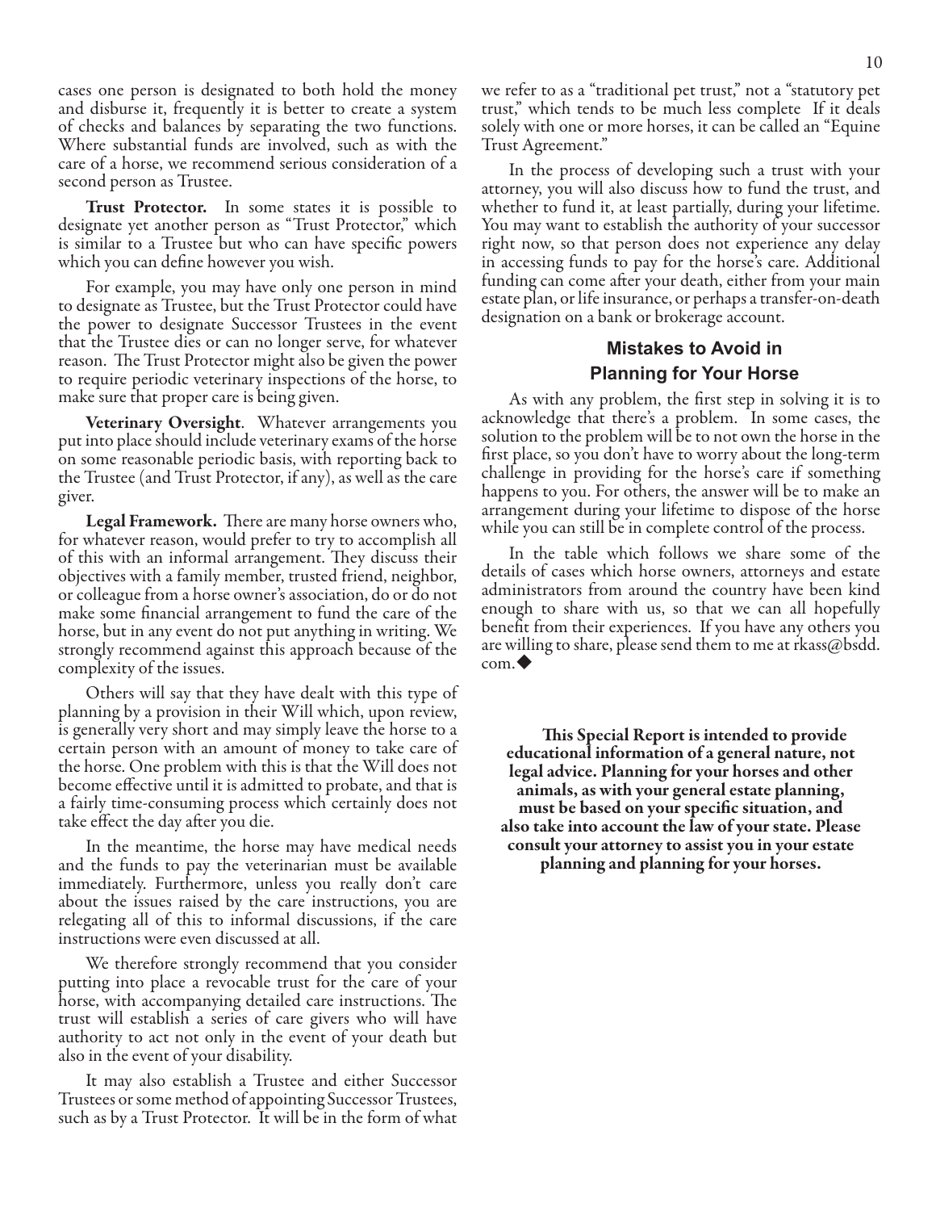cases one person is designated to both hold the money and disburse it, frequently it is better to create a system of checks and balances by separating the two functions. Where substantial funds are involved, such as with the care of a horse, we recommend serious consideration of a second person as Trustee.

**Trust Protector.** In some states it is possible to designate yet another person as "Trust Protector," which is similar to a Trustee but who can have specific powers which you can define however you wish.

For example, you may have only one person in mind to designate as Trustee, but the Trust Protector could have the power to designate Successor Trustees in the event that the Trustee dies or can no longer serve, for whatever reason. The Trust Protector might also be given the power to require periodic veterinary inspections of the horse, to make sure that proper care is being given.

**Veterinary Oversight**. Whatever arrangements you put into place should include veterinary exams of the horse on some reasonable periodic basis, with reporting back to the Trustee (and Trust Protector, if any), as well as the care giver.

**Legal Framework.** There are many horse owners who, for whatever reason, would prefer to try to accomplish all of this with an informal arrangement. They discuss their objectives with a family member, trusted friend, neighbor, or colleague from a horse owner's association, do or do not make some financial arrangement to fund the care of the horse, but in any event do not put anything in writing. We strongly recommend against this approach because of the complexity of the issues.

Others will say that they have dealt with this type of planning by a provision in their Will which, upon review, is generally very short and may simply leave the horse to a certain person with an amount of money to take care of the horse. One problem with this is that the Will does not become effective until it is admitted to probate, and that is a fairly time-consuming process which certainly does not take effect the day after you die.

In the meantime, the horse may have medical needs and the funds to pay the veterinarian must be available immediately. Furthermore, unless you really don't care about the issues raised by the care instructions, you are relegating all of this to informal discussions, if the care instructions were even discussed at all.

We therefore strongly recommend that you consider putting into place a revocable trust for the care of your horse, with accompanying detailed care instructions. The trust will establish a series of care givers who will have authority to act not only in the event of your death but also in the event of your disability.

It may also establish a Trustee and either Successor Trustees or some method of appointing Successor Trustees, such as by a Trust Protector. It will be in the form of what we refer to as a "traditional pet trust," not a "statutory pet trust," which tends to be much less complete If it deals solely with one or more horses, it can be called an "Equine Trust Agreement."

In the process of developing such a trust with your attorney, you will also discuss how to fund the trust, and whether to fund it, at least partially, during your lifetime. You may want to establish the authority of your successor right now, so that person does not experience any delay in accessing funds to pay for the horse's care. Additional funding can come after your death, either from your main estate plan, or life insurance, or perhaps a transfer-on-death designation on a bank or brokerage account.

## Mistakes to Avoid in Planning for Your Horse

As with any problem, the first step in solving it is to acknowledge that there's a problem. In some cases, the solution to the problem will be to not own the horse in the first place, so you don't have to worry about the long-term challenge in providing for the horse's care if something happens to you. For others, the answer will be to make an arrangement during your lifetime to dispose of the horse while you can still be in complete control of the process.

In the table which follows we share some of the details of cases which horse owners, attorneys and estate administrators from around the country have been kind enough to share with us, so that we can all hopefully benefit from their experiences. If you have any others you are willing to share, please send them to me at rkass@bsdd.com.◆

**This Special Report is intended to provide educational information of a general nature, not legal advice. Planning for your horses and other animals, as with your general estate planning, must be based on your specific situation, and also take into account the law of your state. Please consult your attorney to assist you in your estate planning and planning for your horses.**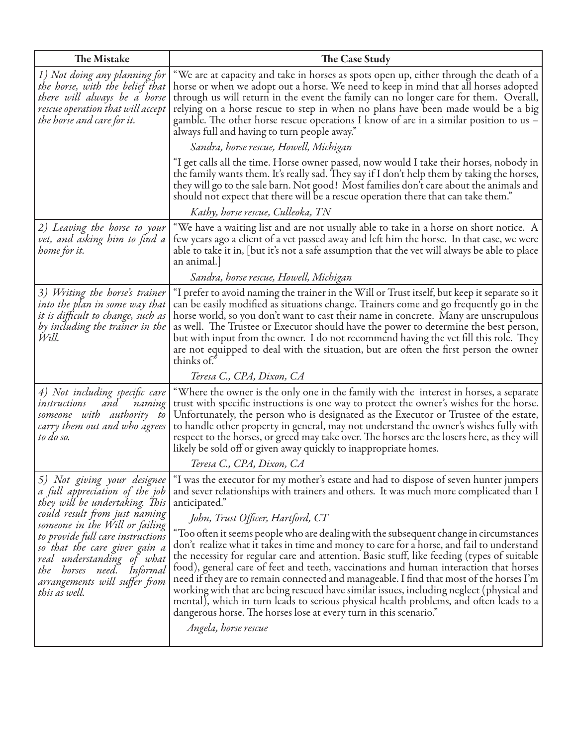| The Mistake | The Case Study |
|---|---|
| *1) Not doing any planning for the horse, with the belief that there will always be a horse rescue operation that will accept the horse and care for it.* | "We are at capacity and take in horses as spots open up, either through the death of a horse or when we adopt out a horse. We need to keep in mind that all horses adopted through us will return in the event the family can no longer care for them. Overall, relying on a horse rescue to step in when no plans have been made would be a big gamble. The other horse rescue operations I know of are in a similar position to us – always full and having to turn people away."<br>*Sandra, horse rescue, Howell, Michigan*<br>"I get calls all the time. Horse owner passed, now would I take their horses, nobody in the family wants them. It's really sad. They say if I don't help them by taking the horses, they will go to the sale barn. Not good! Most families don't care about the animals and should not expect that there will be a rescue operation there that can take them."<br>*Kathy, horse rescue, Culleoka, TN* |
| *2) Leaving the horse to your vet, and asking him to find a home for it.* | "We have a waiting list and are not usually able to take in a horse on short notice. A few years ago a client of a vet passed away and left him the horse. In that case, we were able to take it in, [but it's not a safe assumption that the vet will always be able to place an animal.]<br>*Sandra, horse rescue, Howell, Michigan* |
| *3) Writing the horse's trainer into the plan in some way that it is difficult to change, such as by including the trainer in the Will.* | "I prefer to avoid naming the trainer in the Will or Trust itself, but keep it separate so it can be easily modified as situations change. Trainers come and go frequently go in the horse world, so you don't want to cast their name in concrete. Many are unscrupulous as well. The Trustee or Executor should have the power to determine the best person, but with input from the owner. I do not recommend having the vet fill this role. They are not equipped to deal with the situation, but are often the first person the owner thinks of."<br>*Teresa C., CPA, Dixon, CA* |
| *4) Not including specific care instructions and naming someone with authority to carry them out and who agrees to do so.* | "Where the owner is the only one in the family with the interest in horses, a separate trust with specific instructions is one way to protect the owner's wishes for the horse. Unfortunately, the person who is designated as the Executor or Trustee of the estate, to handle other property in general, may not understand the owner's wishes fully with respect to the horses, or greed may take over. The horses are the losers here, as they will likely be sold off or given away quickly to inappropriate homes.<br>*Teresa C., CPA, Dixon, CA* |
| *5) Not giving your designee a full appreciation of the job they will be undertaking. This could result from just naming someone in the Will or failing to provide full care instructions so that the care giver gain a real understanding of what the horses need. Informal arrangements will suffer from this as well.* | "I was the executor for my mother's estate and had to dispose of seven hunter jumpers and sever relationships with trainers and others. It was much more complicated than I anticipated."<br>*John, Trust Officer, Hartford, CT*<br>"Too often it seems people who are dealing with the subsequent change in circumstances don't realize what it takes in time and money to care for a horse, and fail to understand the necessity for regular care and attention. Basic stuff, like feeding (types of suitable food), general care of feet and teeth, vaccinations and human interaction that horses need if they are to remain connected and manageable. I find that most of the horses I'm working with that are being rescued have similar issues, including neglect (physical and mental), which in turn leads to serious physical health problems, and often leads to a dangerous horse. The horses lose at every turn in this scenario."<br>*Angela, horse rescue* |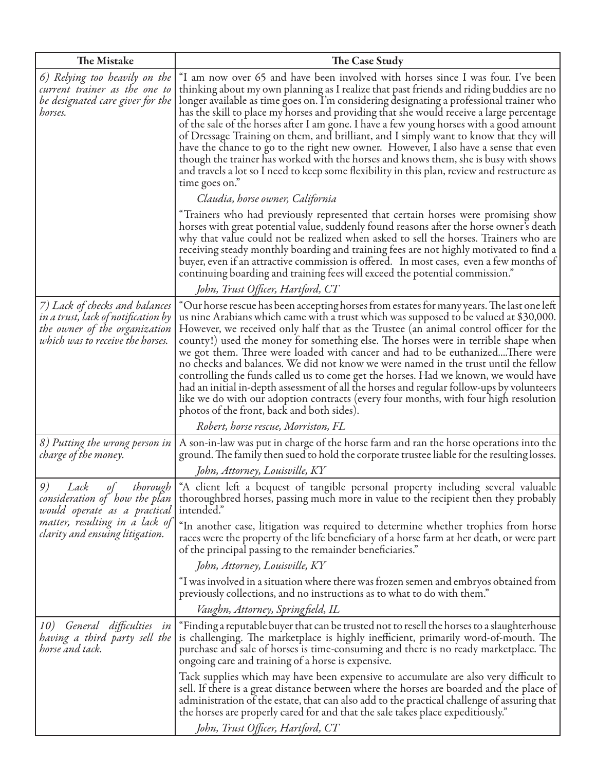| The Mistake | The Case Study |
|---|---|
| *6) Relying too heavily on the current trainer as the one to be designated care giver for the horses.* | "I am now over 65 and have been involved with horses since I was four. I've been thinking about my own planning as I realize that past friends and riding buddies are no longer available as time goes on. I'm considering designating a professional trainer who has the skill to place my horses and providing that she would receive a large percentage of the sale of the horses after I am gone. I have a few young horses with a good amount of Dressage Training on them, and brilliant, and I simply want to know that they will have the chance to go to the right new owner. However, I also have a sense that even though the trainer has worked with the horses and knows them, she is busy with shows and travels a lot so I need to keep some flexibility in this plan, review and restructure as time goes on."<br><br>*Claudia, horse owner, California*<br><br>"Trainers who had previously represented that certain horses were promising show horses with great potential value, suddenly found reasons after the horse owner's death why that value could not be realized when asked to sell the horses. Trainers who are receiving steady monthly boarding and training fees are not highly motivated to find a buyer, even if an attractive commission is offered. In most cases, even a few months of continuing boarding and training fees will exceed the potential commission."<br><br>*John, Trust Officer, Hartford, CT* |
| *7) Lack of checks and balances in a trust, lack of notification by the owner of the organization which was to receive the horses.* | "Our horse rescue has been accepting horses from estates for many years. The last one left us nine Arabians which came with a trust which was supposed to be valued at $30,000. However, we received only half that as the Trustee (an animal control officer for the county!) used the money for something else. The horses were in terrible shape when we got them. Three were loaded with cancer and had to be euthanized....There were no checks and balances. We did not know we were named in the trust until the fellow controlling the funds called us to come get the horses. Had we known, we would have had an initial in-depth assessment of all the horses and regular follow-ups by volunteers like we do with our adoption contracts (every four months, with four high resolution photos of the front, back and both sides).<br><br>*Robert, horse rescue, Morriston, FL* |
| *8) Putting the wrong person in charge of the money.* | A son-in-law was put in charge of the horse farm and ran the horse operations into the ground. The family then sued to hold the corporate trustee liable for the resulting losses.<br><br>*John, Attorney, Louisville, KY* |
| *9) Lack of thorough consideration of how the plan would operate as a practical matter, resulting in a lack of clarity and ensuing litigation.* | "A client left a bequest of tangible personal property including several valuable thoroughbred horses, passing much more in value to the recipient then they probably intended."<br><br>"In another case, litigation was required to determine whether trophies from horse races were the property of the life beneficiary of a horse farm at her death, or were part of the principal passing to the remainder beneficiaries."<br><br>*John, Attorney, Louisville, KY*<br><br>"I was involved in a situation where there was frozen semen and embryos obtained from previously collections, and no instructions as to what to do with them."<br><br>*Vaughn, Attorney, Springfield, IL* |
| *10) General difficulties in having a third party sell the horse and tack.* | "Finding a reputable buyer that can be trusted not to resell the horses to a slaughterhouse is challenging. The marketplace is highly inefficient, primarily word-of-mouth. The purchase and sale of horses is time-consuming and there is no ready marketplace. The ongoing care and training of a horse is expensive.<br><br>Tack supplies which may have been expensive to accumulate are also very difficult to sell. If there is a great distance between where the horses are boarded and the place of administration of the estate, that can also add to the practical challenge of assuring that the horses are properly cared for and that the sale takes place expeditiously."<br><br>*John, Trust Officer, Hartford, CT* |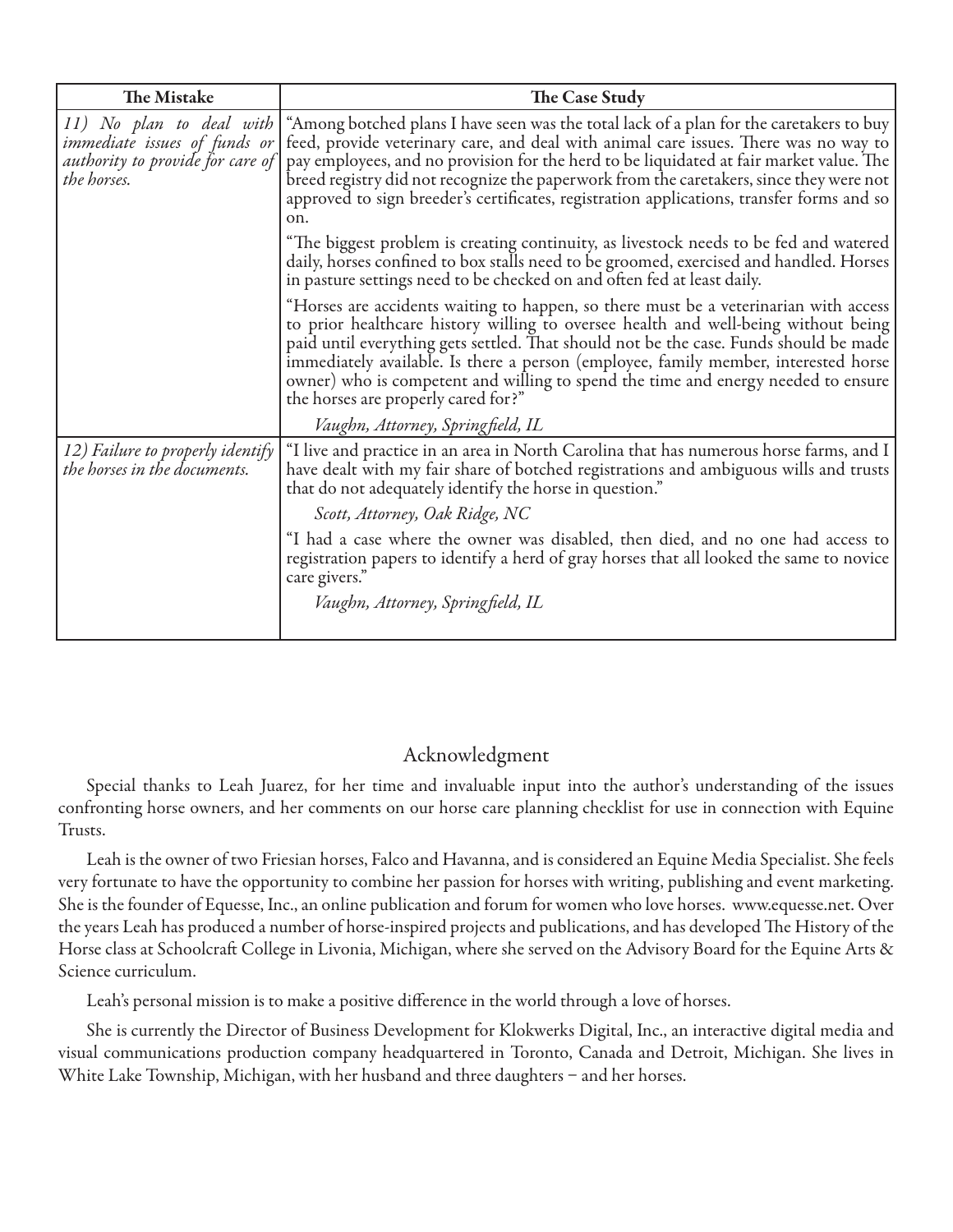| The Mistake | The Case Study |
|---|---|
| *11) No plan to deal with immediate issues of funds or authority to provide for care of the horses.* | "Among botched plans I have seen was the total lack of a plan for the caretakers to buy feed, provide veterinary care, and deal with animal care issues. There was no way to pay employees, and no provision for the herd to be liquidated at fair market value. The breed registry did not recognize the paperwork from the caretakers, since they were not approved to sign breeder's certificates, registration applications, transfer forms and so on.<br><br>"The biggest problem is creating continuity, as livestock needs to be fed and watered daily, horses confined to box stalls need to be groomed, exercised and handled. Horses in pasture settings need to be checked on and often fed at least daily.<br><br>"Horses are accidents waiting to happen, so there must be a veterinarian with access to prior healthcare history willing to oversee health and well-being without being paid until everything gets settled. That should not be the case. Funds should be made immediately available. Is there a person (employee, family member, interested horse owner) who is competent and willing to spend the time and energy needed to ensure the horses are properly cared for?"<br><br>*Vaughn, Attorney, Springfield, IL* |
| *12) Failure to properly identify the horses in the documents.* | "I live and practice in an area in North Carolina that has numerous horse farms, and I have dealt with my fair share of botched registrations and ambiguous wills and trusts that do not adequately identify the horse in question."<br><br>*Scott, Attorney, Oak Ridge, NC*<br><br>"I had a case where the owner was disabled, then died, and no one had access to registration papers to identify a herd of gray horses that all looked the same to novice care givers."<br><br>*Vaughn, Attorney, Springfield, IL* |

## Acknowledgment

Special thanks to Leah Juarez, for her time and invaluable input into the author's understanding of the issues confronting horse owners, and her comments on our horse care planning checklist for use in connection with Equine Trusts.

Leah is the owner of two Friesian horses, Falco and Havanna, and is considered an Equine Media Specialist. She feels very fortunate to have the opportunity to combine her passion for horses with writing, publishing and event marketing. She is the founder of Equesse, Inc., an online publication and forum for women who love horses. www.equesse.net. Over the years Leah has produced a number of horse-inspired projects and publications, and has developed The History of the Horse class at Schoolcraft College in Livonia, Michigan, where she served on the Advisory Board for the Equine Arts & Science curriculum.

Leah's personal mission is to make a positive difference in the world through a love of horses.

She is currently the Director of Business Development for Klokwerks Digital, Inc., an interactive digital media and visual communications production company headquartered in Toronto, Canada and Detroit, Michigan. She lives in White Lake Township, Michigan, with her husband and three daughters – and her horses.